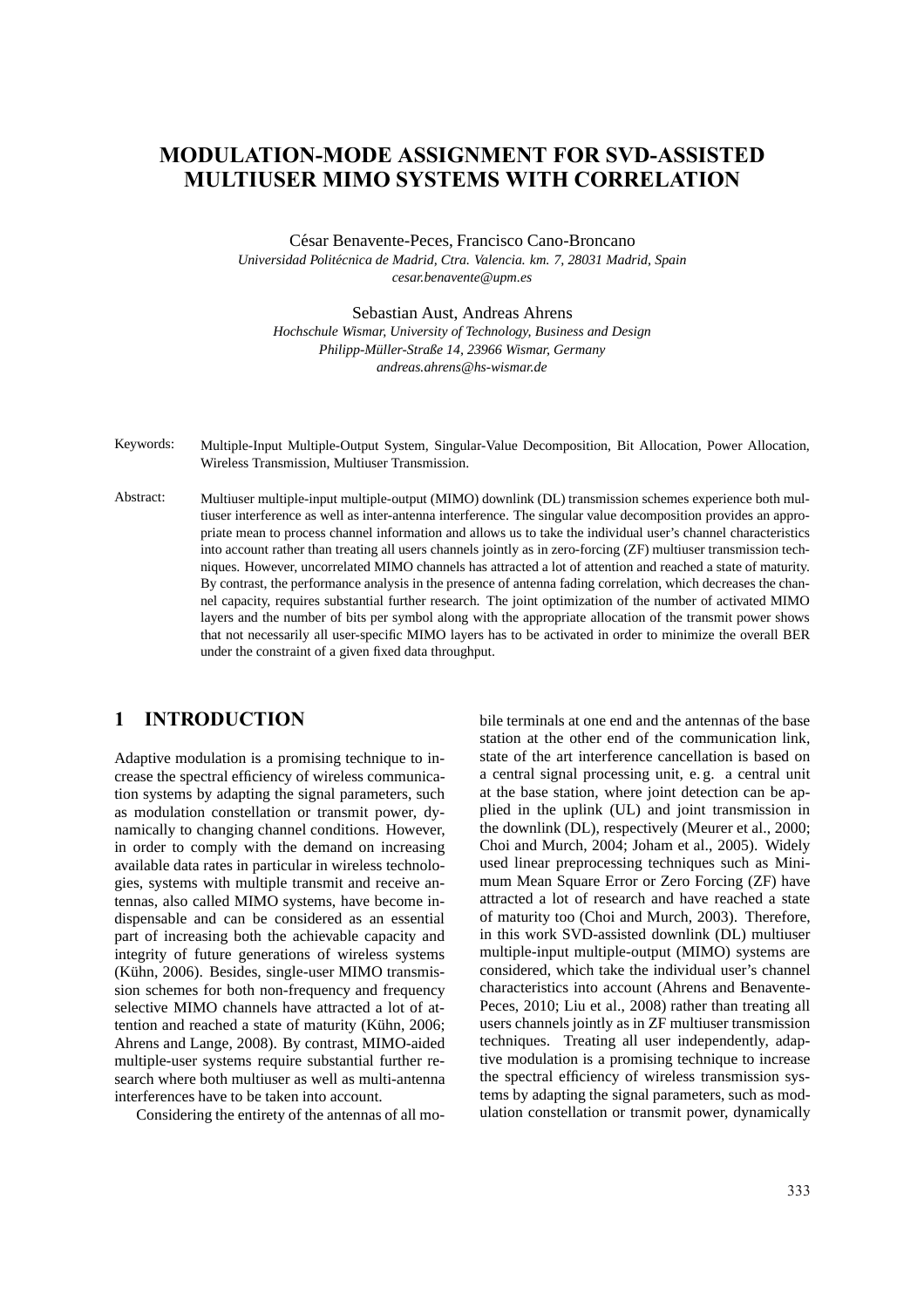# MODULATION-MODE ASSIGNMENT FOR SVD-ASSISTED MULTIUSER MIMO SYSTEMS WITH CORRELATION

César Benavente-Peces, Francisco Cano-Broncano

*Universidad Politécnica de Madrid, Ctra. Valencia. km. 7, 28031 Madrid, Spain*
*cesar.benavente@upm.es*

Sebastian Aust, Andreas Ahrens

*Hochschule Wismar, University of Technology, Business and Design*
*Philipp-Müller-Straße 14, 23966 Wismar, Germany*
*andreas.ahrens@hs-wismar.de*

Keywords: Multiple-Input Multiple-Output System, Singular-Value Decomposition, Bit Allocation, Power Allocation, Wireless Transmission, Multiuser Transmission.

Abstract: Multiuser multiple-input multiple-output (MIMO) downlink (DL) transmission schemes experience both multiuser interference as well as inter-antenna interference. The singular value decomposition provides an appropriate mean to process channel information and allows us to take the individual user's channel characteristics into account rather than treating all users channels jointly as in zero-forcing (ZF) multiuser transmission techniques. However, uncorrelated MIMO channels has attracted a lot of attention and reached a state of maturity. By contrast, the performance analysis in the presence of antenna fading correlation, which decreases the channel capacity, requires substantial further research. The joint optimization of the number of activated MIMO layers and the number of bits per symbol along with the appropriate allocation of the transmit power shows that not necessarily all user-specific MIMO layers has to be activated in order to minimize the overall BER under the constraint of a given fixed data throughput.

## 1 INTRODUCTION

Adaptive modulation is a promising technique to increase the spectral efficiency of wireless communication systems by adapting the signal parameters, such as modulation constellation or transmit power, dynamically to changing channel conditions. However, in order to comply with the demand on increasing available data rates in particular in wireless technologies, systems with multiple transmit and receive antennas, also called MIMO systems, have become indispensable and can be considered as an essential part of increasing both the achievable capacity and integrity of future generations of wireless systems (Kühn, 2006). Besides, single-user MIMO transmission schemes for both non-frequency and frequency selective MIMO channels have attracted a lot of attention and reached a state of maturity (Kühn, 2006; Ahrens and Lange, 2008). By contrast, MIMO-aided multiple-user systems require substantial further research where both multiuser as well as multi-antenna interferences have to be taken into account.

Considering the entirety of the antennas of all mobile terminals at one end and the antennas of the base station at the other end of the communication link, state of the art interference cancellation is based on a central signal processing unit, e. g. a central unit at the base station, where joint detection can be applied in the uplink (UL) and joint transmission in the downlink (DL), respectively (Meurer et al., 2000; Choi and Murch, 2004; Joham et al., 2005). Widely used linear preprocessing techniques such as Minimum Mean Square Error or Zero Forcing (ZF) have attracted a lot of research and have reached a state of maturity too (Choi and Murch, 2003). Therefore, in this work SVD-assisted downlink (DL) multiuser multiple-input multiple-output (MIMO) systems are considered, which take the individual user's channel characteristics into account (Ahrens and Benavente-Peces, 2010; Liu et al., 2008) rather than treating all users channels jointly as in ZF multiuser transmission techniques. Treating all user independently, adaptive modulation is a promising technique to increase the spectral efficiency of wireless transmission systems by adapting the signal parameters, such as modulation constellation or transmit power, dynamically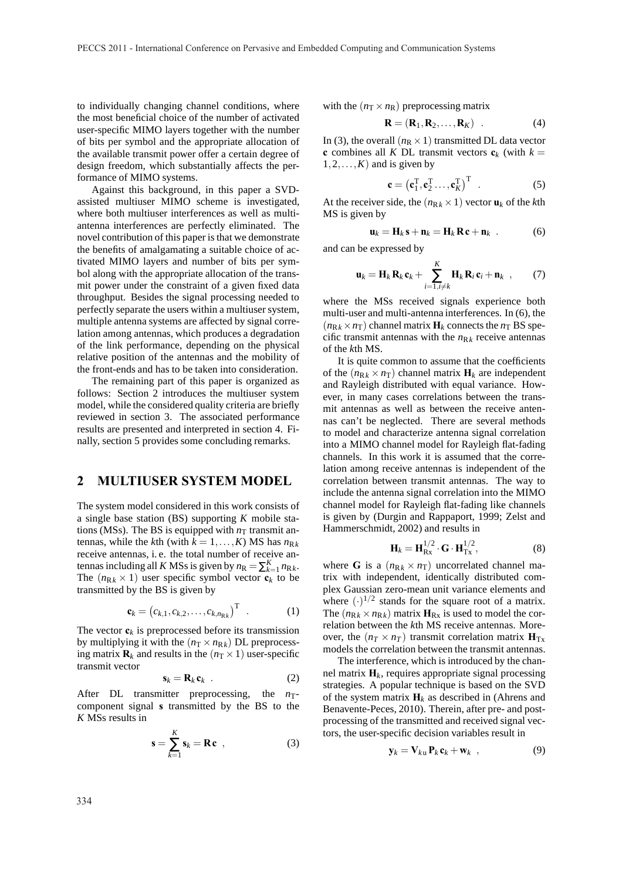to individually changing channel conditions, where the most beneficial choice of the number of activated user-specific MIMO layers together with the number of bits per symbol and the appropriate allocation of the available transmit power offer a certain degree of design freedom, which substantially affects the performance of MIMO systems.

Against this background, in this paper a SVD-assisted multiuser MIMO scheme is investigated, where both multiuser interferences as well as multi-antenna interferences are perfectly eliminated. The novel contribution of this paper is that we demonstrate the benefits of amalgamating a suitable choice of activated MIMO layers and number of bits per symbol along with the appropriate allocation of the transmit power under the constraint of a given fixed data throughput. Besides the signal processing needed to perfectly separate the users within a multiuser system, multiple antenna systems are affected by signal correlation among antennas, which produces a degradation of the link performance, depending on the physical relative position of the antennas and the mobility of the front-ends and has to be taken into consideration.

The remaining part of this paper is organized as follows: Section 2 introduces the multiuser system model, while the considered quality criteria are briefly reviewed in section 3. The associated performance results are presented and interpreted in section 4. Finally, section 5 provides some concluding remarks.

## 2 MULTIUSER SYSTEM MODEL

The system model considered in this work consists of a single base station (BS) supporting $K$ mobile stations (MSs). The BS is equipped with $n_{\mathrm{T}}$ transmit antennas, while the $k$th (with $k = 1, \ldots, K$) MS has $n_{\mathrm{R}\,k}$ receive antennas, i. e. the total number of receive antennas including all $K$ MSs is given by $n_{\mathrm{R}} = \sum_{k=1}^{K} n_{\mathrm{R}\,k}$. The $(n_{\mathrm{R}\,k} \times 1)$ user specific symbol vector $\mathbf{c}_k$ to be transmitted by the BS is given by

$$\mathbf{c}_k = \left(c_{k,1}, c_{k,2}, \ldots, c_{k,n_{\mathrm{R}\,k}}\right)^{\mathrm{T}} \quad . \tag{1}$$

The vector $\mathbf{c}_k$ is preprocessed before its transmission by multiplying it with the $(n_{\mathrm{T}} \times n_{\mathrm{R}\,k})$ DL preprocessing matrix $\mathbf{R}_k$ and results in the $(n_{\mathrm{T}} \times 1)$ user-specific transmit vector

$$\mathbf{s}_k = \mathbf{R}_k \, \mathbf{c}_k \quad . \tag{2}$$

After DL transmitter preprocessing, the $n_{\mathrm{T}}$-component signal $\mathbf{s}$ transmitted by the BS to the $K$ MSs results in

$$\mathbf{s} = \sum_{k=1}^{K} \mathbf{s}_k = \mathbf{R}\,\mathbf{c} \quad , \tag{3}$$

with the $(n_{\mathrm{T}} \times n_{\mathrm{R}})$ preprocessing matrix

$$\mathbf{R} = (\mathbf{R}_1, \mathbf{R}_2, \ldots, \mathbf{R}_K) \quad . \tag{4}$$

In (3), the overall $(n_{\mathrm{R}} \times 1)$ transmitted DL data vector $\mathbf{c}$ combines all $K$ DL transmit vectors $\mathbf{c}_k$ (with $k = 1, 2, \ldots, K$) and is given by

$$\mathbf{c} = \left(\mathbf{c}_1^{\mathrm{T}}, \mathbf{c}_2^{\mathrm{T}} \ldots, \mathbf{c}_K^{\mathrm{T}}\right)^{\mathrm{T}} \quad . \tag{5}$$

At the receiver side, the $(n_{\mathrm{R}\,k} \times 1)$ vector $\mathbf{u}_k$ of the $k$th MS is given by

$$\mathbf{u}_k = \mathbf{H}_k \, \mathbf{s} + \mathbf{n}_k = \mathbf{H}_k \, \mathbf{R} \, \mathbf{c} + \mathbf{n}_k \quad . \tag{6}$$

and can be expressed by

$$\mathbf{u}_k = \mathbf{H}_k \, \mathbf{R}_k \, \mathbf{c}_k + \sum_{i=1, i \neq k}^{K} \mathbf{H}_k \, \mathbf{R}_i \, \mathbf{c}_i + \mathbf{n}_k \quad , \tag{7}$$

where the MSs received signals experience both multi-user and multi-antenna interferences. In (6), the $(n_{\mathrm{R}\,k} \times n_{\mathrm{T}})$ channel matrix $\mathbf{H}_k$ connects the $n_{\mathrm{T}}$ BS specific transmit antennas with the $n_{\mathrm{R}\,k}$ receive antennas of the $k$th MS.

It is quite common to assume that the coefficients of the $(n_{\mathrm{R}\,k} \times n_{\mathrm{T}})$ channel matrix $\mathbf{H}_k$ are independent and Rayleigh distributed with equal variance. However, in many cases correlations between the transmit antennas as well as between the receive antennas can't be neglected. There are several methods to model and characterize antenna signal correlation into a MIMO channel model for Rayleigh flat-fading channels. In this work it is assumed that the correlation among receive antennas is independent of the correlation between transmit antennas. The way to include the antenna signal correlation into the MIMO channel model for Rayleigh flat-fading like channels is given by (Durgin and Rappaport, 1999; Zelst and Hammerschmidt, 2002) and results in

$$\mathbf{H}_k = \mathbf{H}_{\mathrm{Rx}}^{1/2} \cdot \mathbf{G} \cdot \mathbf{H}_{\mathrm{Tx}}^{1/2}, \tag{8}$$

where $\mathbf{G}$ is a $(n_{\mathrm{R}\,k} \times n_{\mathrm{T}})$ uncorrelated channel matrix with independent, identically distributed complex Gaussian zero-mean unit variance elements and where $(\cdot)^{1/2}$ stands for the square root of a matrix. The $(n_{\mathrm{R}\,k} \times n_{\mathrm{R}\,k})$ matrix $\mathbf{H}_{\mathrm{Rx}}$ is used to model the correlation between the $k$th MS receive antennas. Moreover, the $(n_T \times n_T)$ transmit correlation matrix $\mathbf{H}_{\mathrm{Tx}}$ models the correlation between the transmit antennas.

The interference, which is introduced by the channel matrix $\mathbf{H}_k$, requires appropriate signal processing strategies. A popular technique is based on the SVD of the system matrix $\mathbf{H}_k$ as described in (Ahrens and Benavente-Peces, 2010). Therein, after pre- and post-processing of the transmitted and received signal vectors, the user-specific decision variables result in

$$\mathbf{y}_k = \mathbf{V}_{k\mathrm{u}} \, \mathbf{P}_k \, \mathbf{c}_k + \mathbf{w}_k \quad , \tag{9}$$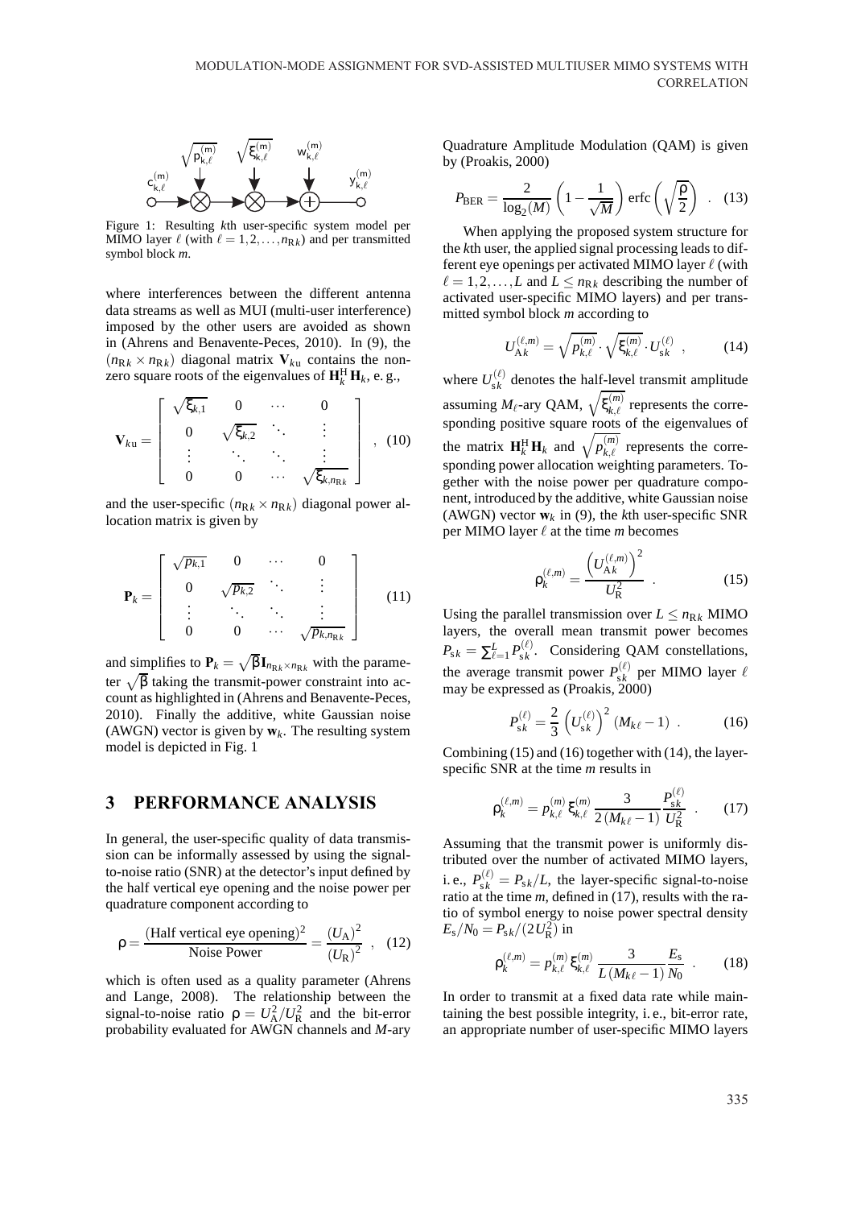Figure 1: Resulting $k$th user-specific system model per MIMO layer $\ell$ (with $\ell = 1, 2, \ldots, n_{\mathrm{R}k}$) and per transmitted symbol block $m$.

where interferences between the different antenna data streams as well as MUI (multi-user interference) imposed by the other users are avoided as shown in (Ahrens and Benavente-Peces, 2010). In (9), the $(n_{\mathrm{R}k} \times n_{\mathrm{R}k})$ diagonal matrix $\mathbf{V}_{k\mathrm{u}}$ contains the non-zero square roots of the eigenvalues of $\mathbf{H}_k^{\mathrm{H}} \mathbf{H}_k$, e. g.,

$$\mathbf{V}_{k\mathrm{u}} = \begin{bmatrix} \sqrt{\xi_{k,1}} & 0 & \cdots & 0 \\ 0 & \sqrt{\xi_{k,2}} & \ddots & \vdots \\ \vdots & \ddots & \ddots & \vdots \\ 0 & 0 & \cdots & \sqrt{\xi_{k,n_{\mathrm{R}k}}} \end{bmatrix} , \quad (10)$$

and the user-specific $(n_{\mathrm{R}k} \times n_{\mathrm{R}k})$ diagonal power allocation matrix is given by

$$\mathbf{P}_k = \begin{bmatrix} \sqrt{p_{k,1}} & 0 & \cdots & 0 \\ 0 & \sqrt{p_{k,2}} & \ddots & \vdots \\ \vdots & \ddots & \ddots & \vdots \\ 0 & 0 & \cdots & \sqrt{p_{k,n_{\mathrm{R}k}}} \end{bmatrix} \quad (11)$$

and simplifies to $\mathbf{P}_k = \sqrt{\beta}\, \mathbf{I}_{n_{\mathrm{R}k} \times n_{\mathrm{R}k}}$ with the parameter $\sqrt{\beta}$ taking the transmit-power constraint into account as highlighted in (Ahrens and Benavente-Peces, 2010). Finally the additive, white Gaussian noise (AWGN) vector is given by $\mathbf{w}_k$. The resulting system model is depicted in Fig. 1

## 3 PERFORMANCE ANALYSIS

In general, the user-specific quality of data transmission can be informally assessed by using the signal-to-noise ratio (SNR) at the detector's input defined by the half vertical eye opening and the noise power per quadrature component according to

$$\varrho = \frac{(\text{Half vertical eye opening})^2}{\text{Noise Power}} = \frac{(U_{\mathrm{A}})^2}{(U_{\mathrm{R}})^2} \ , \quad (12)$$

which is often used as a quality parameter (Ahrens and Lange, 2008). The relationship between the signal-to-noise ratio $\varrho = U_{\mathrm{A}}^2 / U_{\mathrm{R}}^2$ and the bit-error probability evaluated for AWGN channels and $M$-ary Quadrature Amplitude Modulation (QAM) is given by (Proakis, 2000)

$$P_{\mathrm{BER}} = \frac{2}{\log_2(M)} \left(1 - \frac{1}{\sqrt{M}}\right) \operatorname{erfc}\left(\sqrt{\frac{\varrho}{2}}\right) \ . \quad (13)$$

When applying the proposed system structure for the $k$th user, the applied signal processing leads to different eye openings per activated MIMO layer $\ell$ (with $\ell = 1, 2, \ldots, L$ and $L \leq n_{\mathrm{R}k}$ describing the number of activated user-specific MIMO layers) and per transmitted symbol block $m$ according to

$$U_{\mathrm{A}k}^{(\ell,m)} = \sqrt{p_{k,\ell}^{(m)}} \cdot \sqrt{\xi_{k,\ell}^{(m)}} \cdot U_{\mathrm{s}k}^{(\ell)} \ , \quad (14)$$

where $U_{\mathrm{s}k}^{(\ell)}$ denotes the half-level transmit amplitude assuming $M_\ell$-ary QAM, $\sqrt{\xi_{k,\ell}^{(m)}}$ represents the corresponding positive square roots of the eigenvalues of the matrix $\mathbf{H}_k^{\mathrm{H}} \mathbf{H}_k$ and $\sqrt{p_{k,\ell}^{(m)}}$ represents the corresponding power allocation weighting parameters. Together with the noise power per quadrature component, introduced by the additive, white Gaussian noise (AWGN) vector $\mathbf{w}_k$ in (9), the $k$th user-specific SNR per MIMO layer $\ell$ at the time $m$ becomes

$$\varrho_k^{(\ell,m)} = \frac{\left(U_{\mathrm{A}k}^{(\ell,m)}\right)^2}{U_{\mathrm{R}}^2} \ . \quad (15)$$

Using the parallel transmission over $L \leq n_{\mathrm{R}k}$ MIMO layers, the overall mean transmit power becomes $P_{\mathrm{s}k} = \sum_{\ell=1}^{L} P_{\mathrm{s}k}^{(\ell)}$. Considering QAM constellations, the average transmit power $P_{\mathrm{s}k}^{(\ell)}$ per MIMO layer $\ell$ may be expressed as (Proakis, 2000)

$$P_{\mathrm{s}k}^{(\ell)} = \frac{2}{3} \left(U_{\mathrm{s}k}^{(\ell)}\right)^2 (M_{k\ell} - 1) \ . \quad (16)$$

Combining (15) and (16) together with (14), the layer-specific SNR at the time $m$ results in

$$\varrho_k^{(\ell,m)} = p_{k,\ell}^{(m)} \, \xi_{k,\ell}^{(m)} \, \frac{3}{2\,(M_{k\ell} - 1)} \frac{P_{\mathrm{s}k}^{(\ell)}}{U_{\mathrm{R}}^2} \ . \quad (17)$$

Assuming that the transmit power is uniformly distributed over the number of activated MIMO layers, i. e., $P_{\mathrm{s}k}^{(\ell)} = P_{\mathrm{s}k}/L$, the layer-specific signal-to-noise ratio at the time $m$, defined in (17), results with the ratio of symbol energy to noise power spectral density $E_{\mathrm{s}}/N_0 = P_{\mathrm{s}k}/(2 U_{\mathrm{R}}^2)$ in

$$\varrho_k^{(\ell,m)} = p_{k,\ell}^{(m)} \, \xi_{k,\ell}^{(m)} \, \frac{3}{L\,(M_{k\ell} - 1)} \frac{E_{\mathrm{s}}}{N_0} \ . \quad (18)$$

In order to transmit at a fixed data rate while maintaining the best possible integrity, i. e., bit-error rate, an appropriate number of user-specific MIMO layers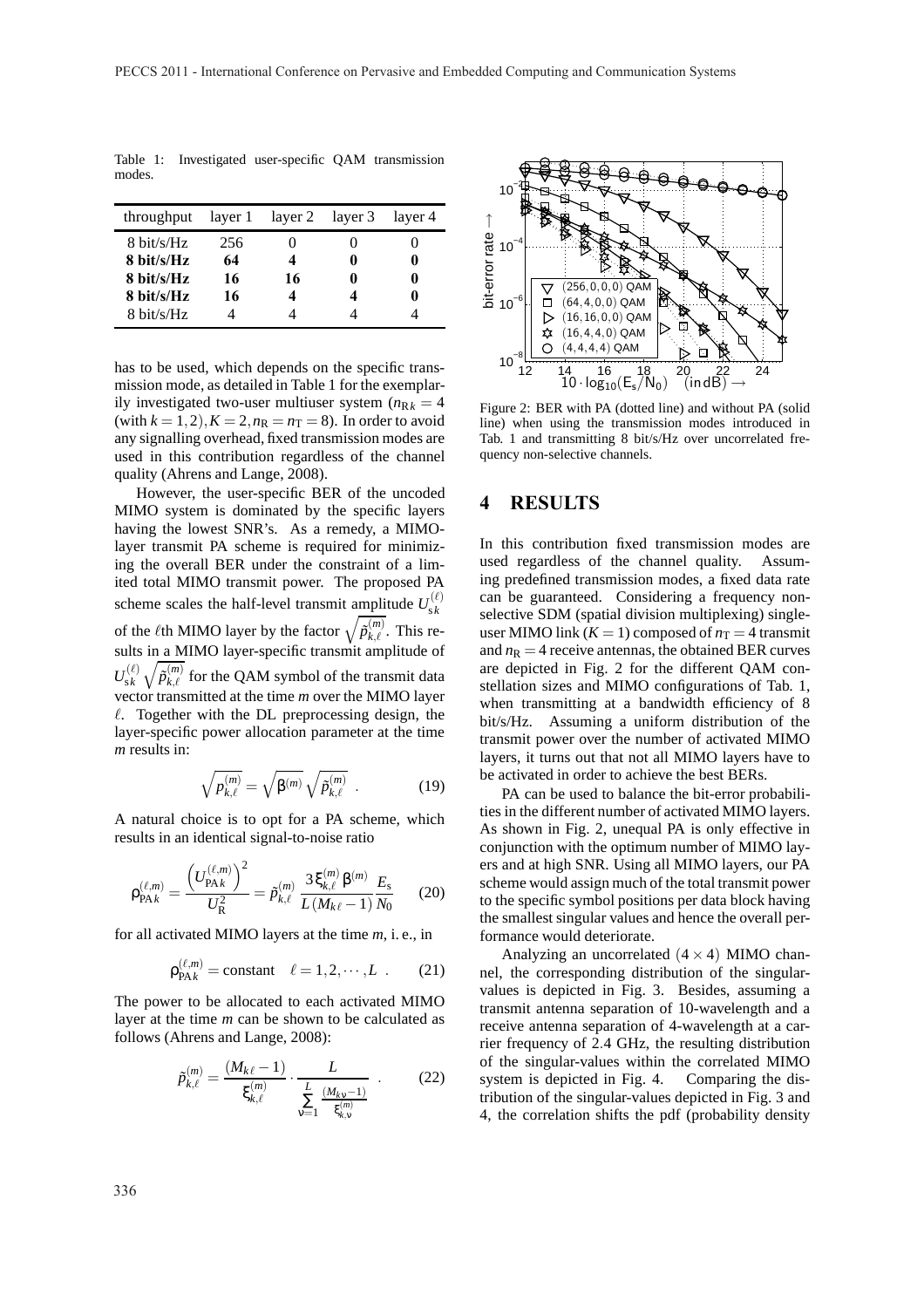Table 1: Investigated user-specific QAM transmission modes.

| throughput | layer 1 | layer 2 | layer 3 | layer 4 |
|---|---|---|---|---|
| 8 bit/s/Hz | 256 | 0 | 0 | 0 |
| **8 bit/s/Hz** | **64** | **4** | **0** | **0** |
| **8 bit/s/Hz** | **16** | **16** | **0** | **0** |
| **8 bit/s/Hz** | **16** | **4** | **4** | **0** |
| 8 bit/s/Hz | 4 | 4 | 4 | 4 |

has to be used, which depends on the specific transmission mode, as detailed in Table 1 for the exemplarily investigated two-user multiuser system ($n_{\mathrm{R}k} = 4$ (with $k = 1,2$), $K = 2$, $n_{\mathrm{R}} = n_{\mathrm{T}} = 8$). In order to avoid any signalling overhead, fixed transmission modes are used in this contribution regardless of the channel quality (Ahrens and Lange, 2008).

However, the user-specific BER of the uncoded MIMO system is dominated by the specific layers having the lowest SNR's. As a remedy, a MIMO-layer transmit PA scheme is required for minimizing the overall BER under the constraint of a limited total MIMO transmit power. The proposed PA scheme scales the half-level transmit amplitude $U_{\mathrm{s}k}^{(\ell)}$ of the $\ell$th MIMO layer by the factor $\sqrt{\tilde{p}_{k,\ell}^{(m)}}$. This results in a MIMO layer-specific transmit amplitude of $U_{\mathrm{s}k}^{(\ell)} \sqrt{\tilde{p}_{k,\ell}^{(m)}}$ for the QAM symbol of the transmit data vector transmitted at the time $m$ over the MIMO layer $\ell$. Together with the DL preprocessing design, the layer-specific power allocation parameter at the time $m$ results in:

$$\sqrt{p_{k,\ell}^{(m)}} = \sqrt{\beta^{(m)}}\,\sqrt{\tilde{p}_{k,\ell}^{(m)}} \quad . \tag{19}$$

A natural choice is to opt for a PA scheme, which results in an identical signal-to-noise ratio

$$\rho_{\mathrm{PA}k}^{(\ell,m)} = \frac{\left(U_{\mathrm{PA}k}^{(\ell,m)}\right)^2}{U_{\mathrm{R}}^2} = \tilde{p}_{k,\ell}^{(m)}\,\frac{3\,\xi_{k,\ell}^{(m)}\,\beta^{(m)}}{L\,(M_{k\ell}-1)}\frac{E_{\mathrm{s}}}{N_0} \tag{20}$$

for all activated MIMO layers at the time $m$, i. e., in

$$\rho_{\mathrm{PA}k}^{(\ell,m)} = \text{constant} \quad \ell = 1,2,\cdots,L \quad . \tag{21}$$

The power to be allocated to each activated MIMO layer at the time $m$ can be shown to be calculated as follows (Ahrens and Lange, 2008):

$$\tilde{p}_{k,\ell}^{(m)} = \frac{(M_{k\ell}-1)}{\xi_{k,\ell}^{(m)}} \cdot \frac{L}{\sum\limits_{\nu=1}^{L} \frac{(M_{k\nu}-1)}{\xi_{k,\nu}^{(m)}}} \quad . \tag{22}$$

Figure 2: BER with PA (dotted line) and without PA (solid line) when using the transmission modes introduced in Tab. 1 and transmitting 8 bit/s/Hz over uncorrelated frequency non-selective channels.

## 4 RESULTS

In this contribution fixed transmission modes are used regardless of the channel quality. Assuming predefined transmission modes, a fixed data rate can be guaranteed. Considering a frequency non-selective SDM (spatial division multiplexing) single-user MIMO link ($K = 1$) composed of $n_{\mathrm{T}} = 4$ transmit and $n_{\mathrm{R}} = 4$ receive antennas, the obtained BER curves are depicted in Fig. 2 for the different QAM constellation sizes and MIMO configurations of Tab. 1, when transmitting at a bandwidth efficiency of 8 bit/s/Hz. Assuming a uniform distribution of the transmit power over the number of activated MIMO layers, it turns out that not all MIMO layers have to be activated in order to achieve the best BERs.

PA can be used to balance the bit-error probabilities in the different number of activated MIMO layers. As shown in Fig. 2, unequal PA is only effective in conjunction with the optimum number of MIMO layers and at high SNR. Using all MIMO layers, our PA scheme would assign much of the total transmit power to the specific symbol positions per data block having the smallest singular values and hence the overall performance would deteriorate.

Analyzing an uncorrelated $(4 \times 4)$ MIMO channel, the corresponding distribution of the singular-values is depicted in Fig. 3. Besides, assuming a transmit antenna separation of 10-wavelength and a receive antenna separation of 4-wavelength at a carrier frequency of 2.4 GHz, the resulting distribution of the singular-values within the correlated MIMO system is depicted in Fig. 4. Comparing the distribution of the singular-values depicted in Fig. 3 and 4, the correlation shifts the pdf (probability density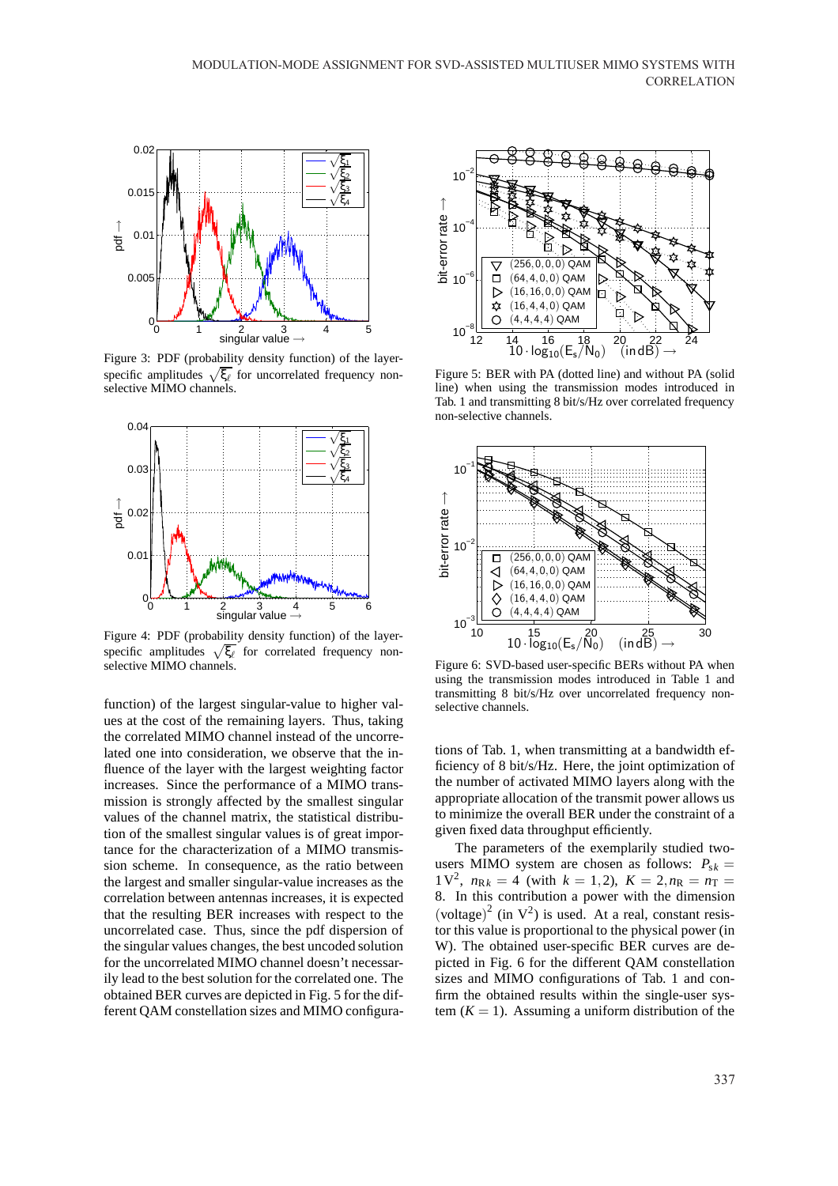Figure 3: PDF (probability density function) of the layer-specific amplitudes $\sqrt{\xi_\ell}$ for uncorrelated frequency non-selective MIMO channels.

Figure 4: PDF (probability density function) of the layer-specific amplitudes $\sqrt{\xi_\ell}$ for correlated frequency non-selective MIMO channels.

function) of the largest singular-value to higher values at the cost of the remaining layers. Thus, taking the correlated MIMO channel instead of the uncorrelated one into consideration, we observe that the influence of the layer with the largest weighting factor increases. Since the performance of a MIMO transmission is strongly affected by the smallest singular values of the channel matrix, the statistical distribution of the smallest singular values is of great importance for the characterization of a MIMO transmission scheme. In consequence, as the ratio between the largest and smaller singular-value increases as the correlation between antennas increases, it is expected that the resulting BER increases with respect to the uncorrelated case. Thus, since the pdf dispersion of the singular values changes, the best uncoded solution for the uncorrelated MIMO channel doesn't necessarily lead to the best solution for the correlated one. The obtained BER curves are depicted in Fig. 5 for the different QAM constellation sizes and MIMO configurations of Tab. 1, when transmitting at a bandwidth efficiency of 8 bit/s/Hz. Here, the joint optimization of the number of activated MIMO layers along with the appropriate allocation of the transmit power allows us to minimize the overall BER under the constraint of a given fixed data throughput efficiently.

Figure 5: BER with PA (dotted line) and without PA (solid line) when using the transmission modes introduced in Tab. 1 and transmitting 8 bit/s/Hz over correlated frequency non-selective channels.

Figure 6: SVD-based user-specific BERs without PA when using the transmission modes introduced in Table 1 and transmitting 8 bit/s/Hz over uncorrelated frequency non-selective channels.

The parameters of the exemplarily studied two-users MIMO system are chosen as follows: $P_{sk} = 1\,\text{V}^2$, $n_{\text{R}k} = 4$ (with $k = 1,2$), $K = 2, n_{\text{R}} = n_{\text{T}} = 8$. In this contribution a power with the dimension $(\text{voltage})^2$ (in $\text{V}^2$) is used. At a real, constant resistor this value is proportional to the physical power (in W). The obtained user-specific BER curves are depicted in Fig. 6 for the different QAM constellation sizes and MIMO configurations of Tab. 1 and confirm the obtained results within the single-user system ($K = 1$). Assuming a uniform distribution of the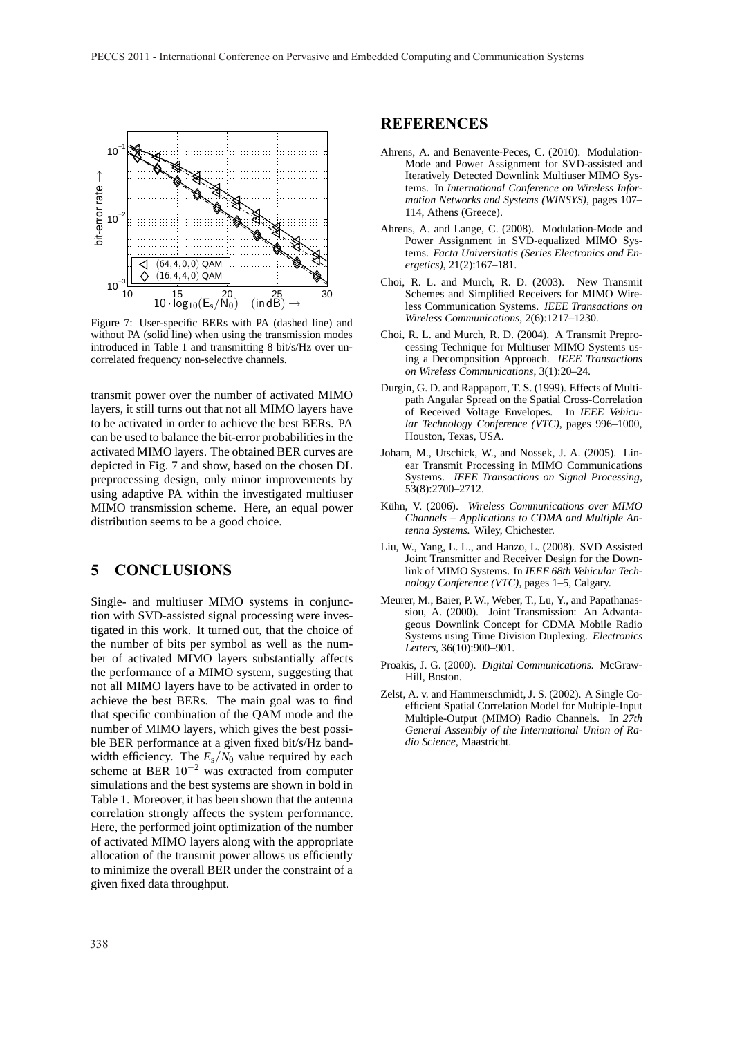bit-error rate →

$10^{-1}$

$10^{-2}$

$10^{-3}$

10 15 20 25 30

$10 \cdot \log_{10}(E_s/N_0)$ (in dB) →

◁ (64, 4, 0, 0) QAM

◇ (16, 4, 4, 0) QAM

Figure 7: User-specific BERs with PA (dashed line) and without PA (solid line) when using the transmission modes introduced in Table 1 and transmitting 8 bit/s/Hz over uncorrelated frequency non-selective channels.

transmit power over the number of activated MIMO layers, it still turns out that not all MIMO layers have to be activated in order to achieve the best BERs. PA can be used to balance the bit-error probabilities in the activated MIMO layers. The obtained BER curves are depicted in Fig. 7 and show, based on the chosen DL preprocessing design, only minor improvements by using adaptive PA within the investigated multiuser MIMO transmission scheme. Here, an equal power distribution seems to be a good choice.

## 5 CONCLUSIONS

Single- and multiuser MIMO systems in conjunction with SVD-assisted signal processing were investigated in this work. It turned out, that the choice of the number of bits per symbol as well as the number of activated MIMO layers substantially affects the performance of a MIMO system, suggesting that not all MIMO layers have to be activated in order to achieve the best BERs. The main goal was to find that specific combination of the QAM mode and the number of MIMO layers, which gives the best possible BER performance at a given fixed bit/s/Hz bandwidth efficiency. The $E_s/N_0$ value required by each scheme at BER $10^{-2}$ was extracted from computer simulations and the best systems are shown in bold in Table 1. Moreover, it has been shown that the antenna correlation strongly affects the system performance. Here, the performed joint optimization of the number of activated MIMO layers along with the appropriate allocation of the transmit power allows us efficiently to minimize the overall BER under the constraint of a given fixed data throughput.

## REFERENCES

Ahrens, A. and Benavente-Peces, C. (2010). Modulation-Mode and Power Assignment for SVD-assisted and Iteratively Detected Downlink Multiuser MIMO Systems. In *International Conference on Wireless Information Networks and Systems (WINSYS)*, pages 107–114, Athens (Greece).

Ahrens, A. and Lange, C. (2008). Modulation-Mode and Power Assignment in SVD-equalized MIMO Systems. *Facta Universitatis (Series Electronics and Energetics)*, 21(2):167–181.

Choi, R. L. and Murch, R. D. (2003). New Transmit Schemes and Simplified Receivers for MIMO Wireless Communication Systems. *IEEE Transactions on Wireless Communications*, 2(6):1217–1230.

Choi, R. L. and Murch, R. D. (2004). A Transmit Preprocessing Technique for Multiuser MIMO Systems using a Decomposition Approach. *IEEE Transactions on Wireless Communications*, 3(1):20–24.

Durgin, G. D. and Rappaport, T. S. (1999). Effects of Multipath Angular Spread on the Spatial Cross-Correlation of Received Voltage Envelopes. In *IEEE Vehicular Technology Conference (VTC)*, pages 996–1000, Houston, Texas, USA.

Joham, M., Utschick, W., and Nossek, J. A. (2005). Linear Transmit Processing in MIMO Communications Systems. *IEEE Transactions on Signal Processing*, 53(8):2700–2712.

Kühn, V. (2006). *Wireless Communications over MIMO Channels – Applications to CDMA and Multiple Antenna Systems.* Wiley, Chichester.

Liu, W., Yang, L. L., and Hanzo, L. (2008). SVD Assisted Joint Transmitter and Receiver Design for the Downlink of MIMO Systems. In *IEEE 68th Vehicular Technology Conference (VTC)*, pages 1–5, Calgary.

Meurer, M., Baier, P. W., Weber, T., Lu, Y., and Papathanassiou, A. (2000). Joint Transmission: An Advantageous Downlink Concept for CDMA Mobile Radio Systems using Time Division Duplexing. *Electronics Letters*, 36(10):900–901.

Proakis, J. G. (2000). *Digital Communications*. McGraw-Hill, Boston.

Zelst, A. v. and Hammerschmidt, J. S. (2002). A Single Coefficient Spatial Correlation Model for Multiple-Input Multiple-Output (MIMO) Radio Channels. In *27th General Assembly of the International Union of Radio Science*, Maastricht.